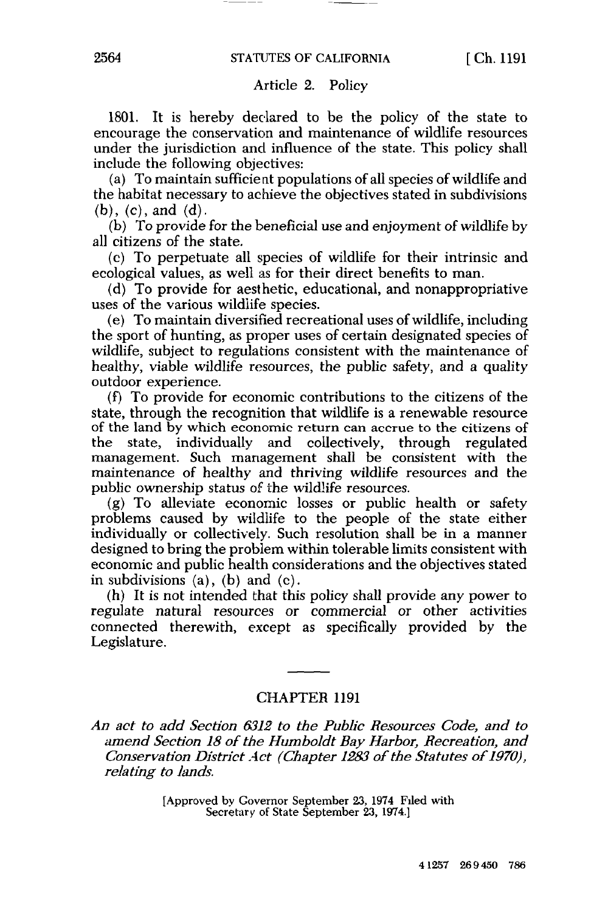### Article 2. Policy

1801. It is hereby declared to be the policy of the state to encourage the conservation and maintenance of wildlife resources under the jurisdiction and influence of the state. This policy shall include the following objectives:

(a) To maintain sufficient populations of all species of wildlife and the habitat necessary to achieve the objectives stated in subdivisions (b), (c), and (d).

(b) To provide for the beneficial use and enjoyment of wildlife by all citizens of the state.

(c) To perpetuate all species of wildlife for their intrinsic and ecological values, as well as for their direct benefits to man.

(d) To provide for aesthetic, educational, and nonappropriative uses of the various wildlife species.

(e) To maintain diversified recreational uses of wildlife, including the sport of hunting, as proper uses of certain designated species of wildlife, subject to regulations consistent with the maintenance of healthy, viable wildlife resources, the public safety, and a quality outdoor experience.

(f) To provide for economic contributions to the citizens of the state, through the recognition that wildlife is a renewable resource of the land by which economic return can accrue to the citizens of the state, individually and collectively, through regulated management. Such management shall be consistent with the maintenance of healthy and thriving wildlife resources and the public ownership status of the wildlife resources.

(g) To alleviate economic losses or public health or safety problems caused by wildlife to the people of the state either individually or collectively. Such resolution shall be in a manner designed to bring the problem within tolerable limits consistent with economic and public health considerations and the objectives stated in subdivisions (a), (b) and (c).

(h) It is not intended that this policy shall provide any power to regulate natural resources or commercial or other activities connected therewith, except as specifically provided by the Legislature.

---

## CHAPTER 1191

*An act to add Section 6312 to the Public Resources Code, and to amend Section 18 of the Humboldt Bay Harbor, Recreation, and Conservation District Act (Chapter 1283 of the Statutes of 1970), relating to lands.*

[Approved by Governor September 23, 1974 Filed with Secretary of State September 23, 1974.]

4 1257 269 450 786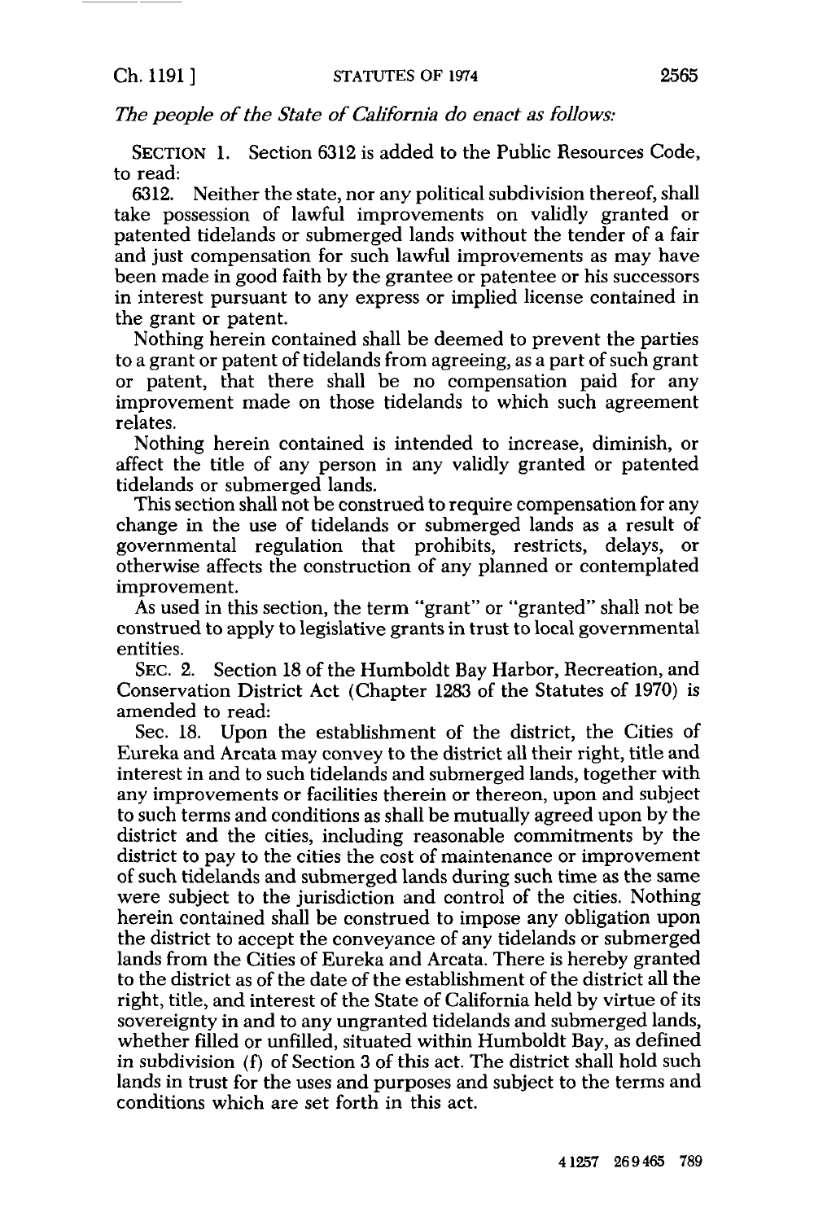*The people of the State of California do enact as follows:*

SECTION 1. Section 6312 is added to the Public Resources Code, to read:

6312. Neither the state, nor any political subdivision thereof, shall take possession of lawful improvements on validly granted or patented tidelands or submerged lands without the tender of a fair and just compensation for such lawful improvements as may have been made in good faith by the grantee or patentee or his successors in interest pursuant to any express or implied license contained in the grant or patent.

Nothing herein contained shall be deemed to prevent the parties to a grant or patent of tidelands from agreeing, as a part of such grant or patent, that there shall be no compensation paid for any improvement made on those tidelands to which such agreement relates.

Nothing herein contained is intended to increase, diminish, or affect the title of any person in any validly granted or patented tidelands or submerged lands.

This section shall not be construed to require compensation for any change in the use of tidelands or submerged lands as a result of governmental regulation that prohibits, restricts, delays, or otherwise affects the construction of any planned or contemplated improvement.

As used in this section, the term "grant" or "granted" shall not be construed to apply to legislative grants in trust to local governmental entities.

SEC. 2. Section 18 of the Humboldt Bay Harbor, Recreation, and Conservation District Act (Chapter 1283 of the Statutes of 1970) is amended to read:

Sec. 18. Upon the establishment of the district, the Cities of Eureka and Arcata may convey to the district all their right, title and interest in and to such tidelands and submerged lands, together with any improvements or facilities therein or thereon, upon and subject to such terms and conditions as shall be mutually agreed upon by the district and the cities, including reasonable commitments by the district to pay to the cities the cost of maintenance or improvement of such tidelands and submerged lands during such time as the same were subject to the jurisdiction and control of the cities. Nothing herein contained shall be construed to impose any obligation upon the district to accept the conveyance of any tidelands or submerged lands from the Cities of Eureka and Arcata. There is hereby granted to the district as of the date of the establishment of the district all the right, title, and interest of the State of California held by virtue of its sovereignty in and to any ungranted tidelands and submerged lands, whether filled or unfilled, situated within Humboldt Bay, as defined in subdivision (f) of Section 3 of this act. The district shall hold such lands in trust for the uses and purposes and subject to the terms and conditions which are set forth in this act.

4 1257 269465 789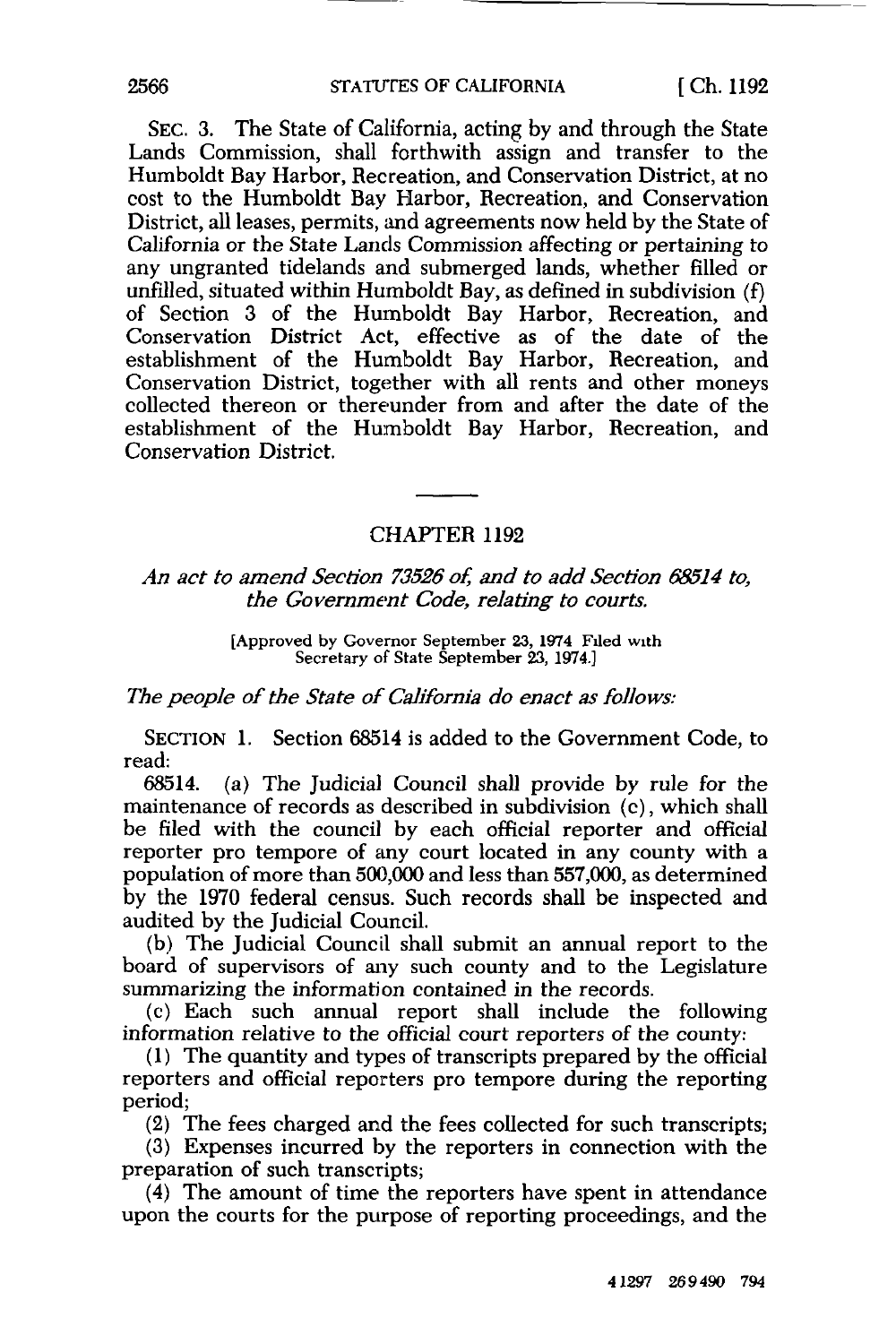SEC. 3. The State of California, acting by and through the State Lands Commission, shall forthwith assign and transfer to the Humboldt Bay Harbor, Recreation, and Conservation District, at no cost to the Humboldt Bay Harbor, Recreation, and Conservation District, all leases, permits, and agreements now held by the State of California or the State Lands Commission affecting or pertaining to any ungranted tidelands and submerged lands, whether filled or unfilled, situated within Humboldt Bay, as defined in subdivision (f) of Section 3 of the Humboldt Bay Harbor, Recreation, and Conservation District Act, effective as of the date of the establishment of the Humboldt Bay Harbor, Recreation, and Conservation District, together with all rents and other moneys collected thereon or thereunder from and after the date of the establishment of the Humboldt Bay Harbor, Recreation, and Conservation District.

## CHAPTER 1192

*An act to amend Section 73526 of, and to add Section 68514 to, the Government Code, relating to courts.*

[Approved by Governor September 23, 1974 Filed with Secretary of State September 23, 1974.]

*The people of the State of California do enact as follows:*

SECTION 1. Section 68514 is added to the Government Code, to read:

68514. (a) The Judicial Council shall provide by rule for the maintenance of records as described in subdivision (c), which shall be filed with the council by each official reporter and official reporter pro tempore of any court located in any county with a population of more than 500,000 and less than 557,000, as determined by the 1970 federal census. Such records shall be inspected and audited by the Judicial Council.

(b) The Judicial Council shall submit an annual report to the board of supervisors of any such county and to the Legislature summarizing the information contained in the records.

(c) Each such annual report shall include the following information relative to the official court reporters of the county:

(1) The quantity and types of transcripts prepared by the official reporters and official reporters pro tempore during the reporting period;

(2) The fees charged and the fees collected for such transcripts;

(3) Expenses incurred by the reporters in connection with the preparation of such transcripts;

(4) The amount of time the reporters have spent in attendance upon the courts for the purpose of reporting proceedings, and the

41297 269490 794